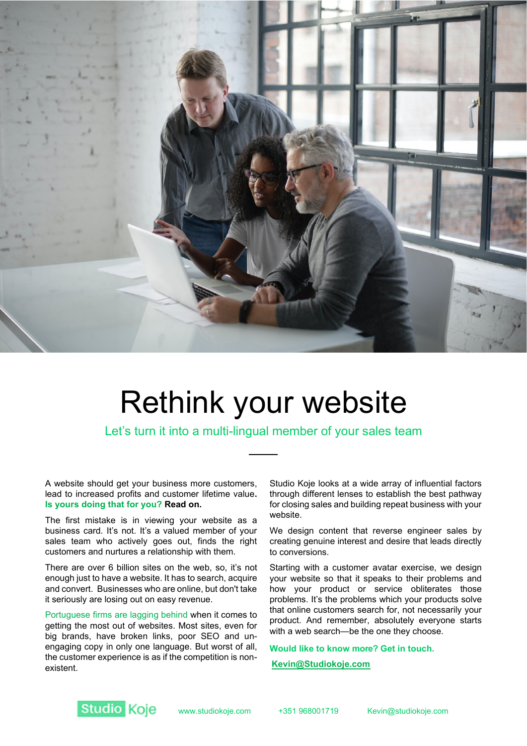# Rethink your website

## Let's turn it into a multi-lingual member of your sales team

A website should get your business more customers, lead to increased profits and customer lifetime value. **Is yours doing that for you? Read on.**

The first mistake is in viewing your website as a business card. It's not. It's a valued member of your sales team who actively goes out, finds the right customers and nurtures a relationship with them.

There are over 6 billion sites on the web, so, it's not enough just to have a website. It has to search, acquire and convert. Businesses who are online, but don't take it seriously are losing out on easy revenue.

Portuguese firms are lagging behind when it comes to getting the most out of websites. Most sites, even for big brands, have broken links, poor SEO and un-engaging copy in only one language. But worst of all, the customer experience is as if the competition is non-existent.

Studio Koje looks at a wide array of influential factors through different lenses to establish the best pathway for closing sales and building repeat business with your website.

We design content that reverse engineer sales by creating genuine interest and desire that leads directly to conversions.

Starting with a customer avatar exercise, we design your website so that it speaks to their problems and how your product or service obliterates those problems. It's the problems which your products solve that online customers search for, not necessarily your product. And remember, absolutely everyone starts with a web search—be the one they choose.

**Would like to know more? Get in touch.**

**Kevin@Studiokoje.com**

Studio Koje www.studiokoje.com +351 968001719 Kevin@studiokoje.com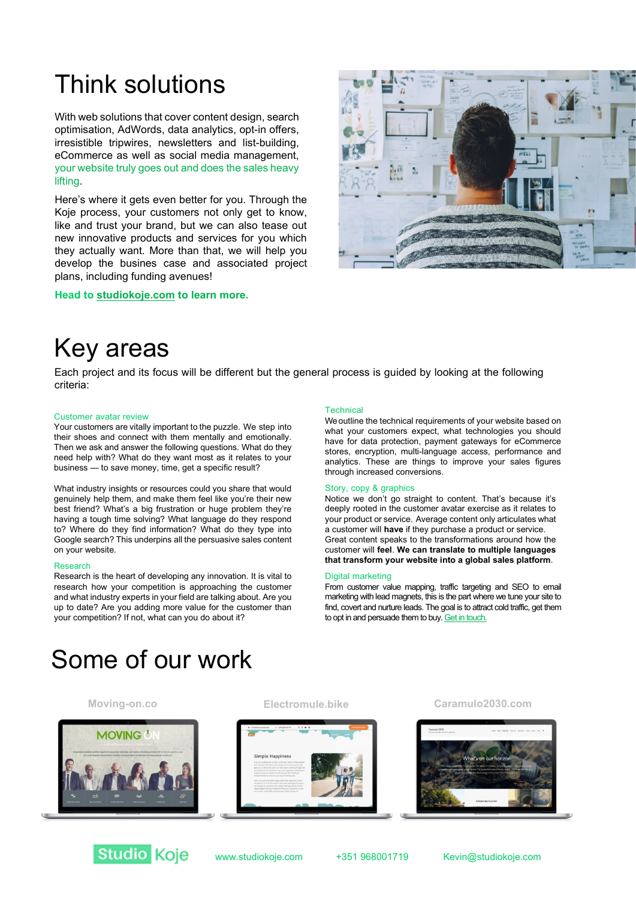# Think solutions

With web solutions that cover content design, search optimisation, AdWords, data analytics, opt-in offers, irresistible tripwires, newsletters and list-building, eCommerce as well as social media management, your website truly goes out and does the sales heavy lifting.

Here's where it gets even better for you. Through the Koje process, your customers not only get to know, like and trust your brand, but we can also tease out new innovative products and services for you which they actually want. More than that, we will help you develop the busines case and associated project plans, including funding avenues!

**Head to studiokoje.com to learn more.**

# Key areas

Each project and its focus will be different but the general process is guided by looking at the following criteria:

### Customer avatar review

Your customers are vitally important to the puzzle. We step into their shoes and connect with them mentally and emotionally. Then we ask and answer the following questions. What do they need help with? What do they want most as it relates to your business — to save money, time, get a specific result?

What industry insights or resources could you share that would genuinely help them, and make them feel like you're their new best friend? What's a big frustration or huge problem they're having a tough time solving? What language do they respond to? Where do they find information? What do they type into Google search? This underpins all the persuasive sales content on your website.

### Research

Research is the heart of developing any innovation. It is vital to research how your competition is approaching the customer and what industry experts in your field are talking about. Are you up to date? Are you adding more value for the customer than your competition? If not, what can you do about it?

### Technical

We outline the technical requirements of your website based on what your customers expect, what technologies you should have for data protection, payment gateways for eCommerce stores, encryption, multi-language access, performance and analytics. These are things to improve your sales figures through increased conversions.

### Story, copy & graphics

Notice we don't go straight to content. That's because it's deeply rooted in the customer avatar exercise as it relates to your product or service. Average content only articulates what a customer will **have** if they purchase a product or service. Great content speaks to the transformations around how the customer will **feel**. **We can translate to multiple languages that transform your website into a global sales platform**.

### Digital marketing

From customer value mapping, traffic targeting and SEO to email marketing with lead magnets, this is the part where we tune your site to find, covert and nurture leads. The goal is to attract cold traffic, get them to opt in and persuade them to buy. Get in touch.

# Some of our work

Moving-on.co

Electromule.bike

Caramulo2030.com

Studio Koje www.studiokoje.com +351 968001719 Kevin@studiokoje.com